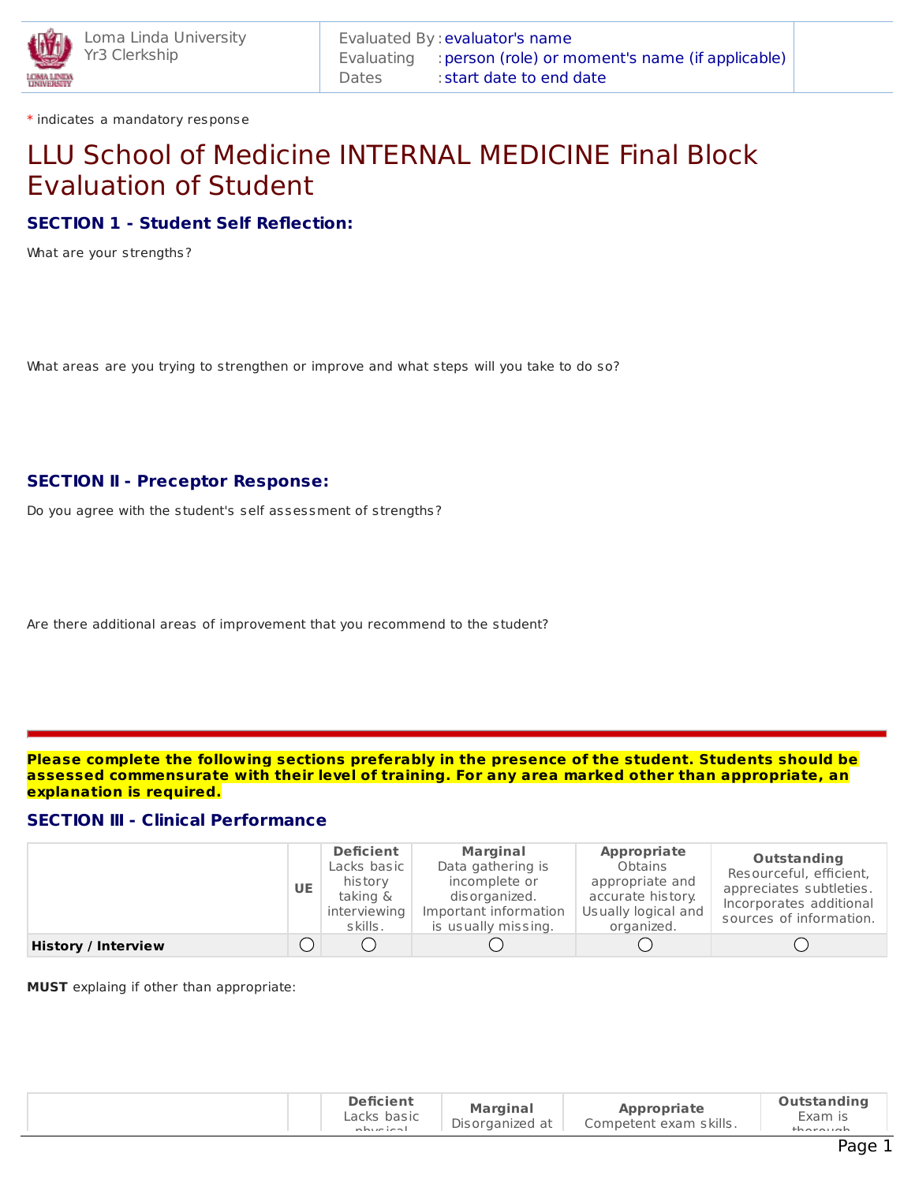Loma Linda University
Yr3 Clerkship

Evaluated By : evaluator's name
Evaluating : person (role) or moment's name (if applicable)
Dates : start date to end date

* indicates a mandatory response

# LLU School of Medicine INTERNAL MEDICINE Final Block Evaluation of Student

### SECTION 1 - Student Self Reflection:

What are your strengths?

What areas are you trying to strengthen or improve and what steps will you take to do so?

### SECTION II - Preceptor Response:

Do you agree with the student's self assessment of strengths?

Are there additional areas of improvement that you recommend to the student?

---

**Please complete the following sections preferably in the presence of the student. Students should be assessed commensurate with their level of training. For any area marked other than appropriate, an explanation is required.**

### SECTION III - Clinical Performance

| | UE | **Deficient** Lacks basic history taking & interviewing skills. | **Marginal** Data gathering is incomplete or disorganized. Important information is usually missing. | **Appropriate** Obtains appropriate and accurate history. Usually logical and organized. | **Outstanding** Resourceful, efficient, appreciates subtleties. Incorporates additional sources of information. |
|---|---|---|---|---|---|
| **History / Interview** | ○ | ○ | ○ | ○ | ○ |

**MUST** explaing if other than appropriate:

| | | **Deficient** Lacks basic physical | **Marginal** Disorganized at | **Appropriate** Competent exam skills. | **Outstanding** Exam is thorough |
|---|---|---|---|---|---|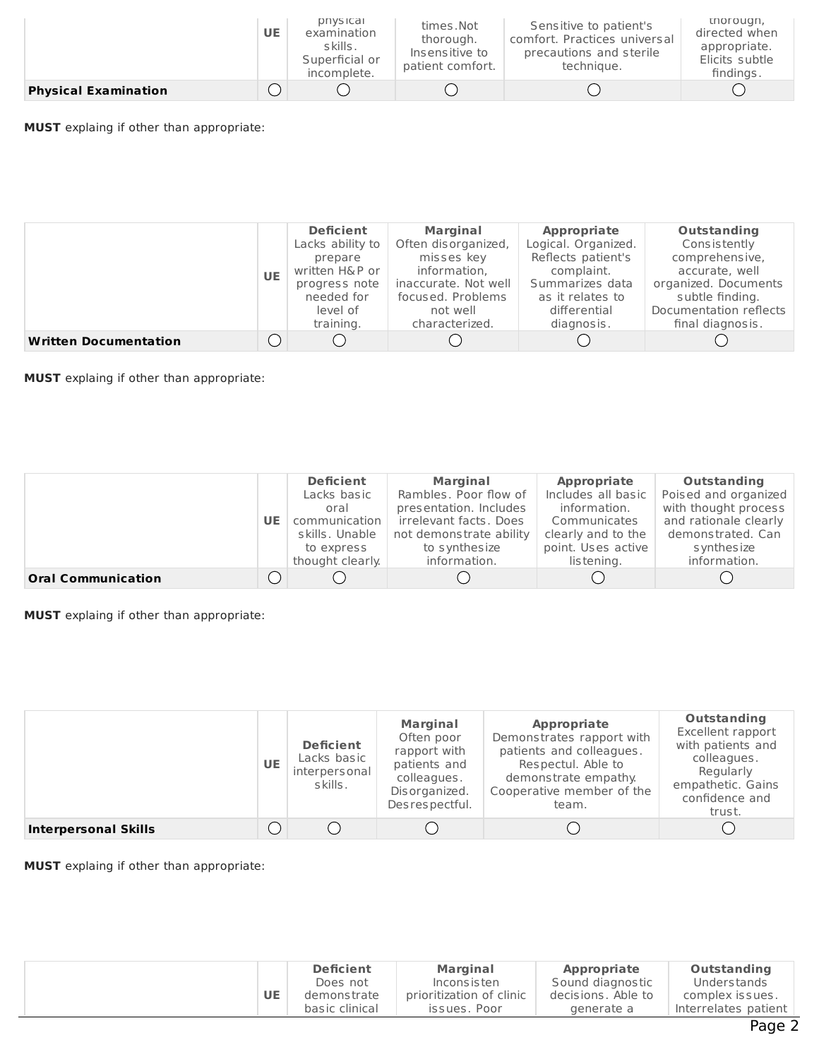| | UE | physical examination skills. Superficial or incomplete. | times. Not thorough. Insensitive to patient comfort. | Sensitive to patient's comfort. Practices universal precautions and sterile technique. | thorough, directed when appropriate. Elicits subtle findings. |
|---|---|---|---|---|---|
| **Physical Examination** | ◯ | ◯ | ◯ | ◯ | ◯ |

**MUST** explaing if other than appropriate:

| | UE | **Deficient** Lacks ability to prepare written H&P or progress note needed for level of training. | **Marginal** Often disorganized, misses key information, inaccurate. Not well focused. Problems not well characterized. | **Appropriate** Logical. Organized. Reflects patient's complaint. Summarizes data as it relates to differential diagnosis. | **Outstanding** Consistently comprehensive, accurate, well organized. Documents subtle finding. Documentation reflects final diagnosis. |
|---|---|---|---|---|---|
| **Written Documentation** | ◯ | ◯ | ◯ | ◯ | ◯ |

**MUST** explaing if other than appropriate:

| | UE | **Deficient** Lacks basic oral communication skills. Unable to express thought clearly. | **Marginal** Rambles. Poor flow of presentation. Includes irrelevant facts. Does not demonstrate ability to synthesize information. | **Appropriate** Includes all basic information. Communicates clearly and to the point. Uses active listening. | **Outstanding** Poised and organized with thought process and rationale clearly demonstrated. Can synthesize information. |
|---|---|---|---|---|---|
| **Oral Communication** | ◯ | ◯ | ◯ | ◯ | ◯ |

**MUST** explaing if other than appropriate:

| | UE | **Deficient** Lacks basic interpersonal skills. | **Marginal** Often poor rapport with patients and colleagues. Disorganized. Desrespectful. | **Appropriate** Demonstrates rapport with patients and colleagues. Respectul. Able to demonstrate empathy. Cooperative member of the team. | **Outstanding** Excellent rapport with patients and colleagues. Regularly empathetic. Gains confidence and trust. |
|---|---|---|---|---|---|
| **Interpersonal Skills** | ◯ | ◯ | ◯ | ◯ | ◯ |

**MUST** explaing if other than appropriate:

| | UE | **Deficient** Does not demonstrate basic clinical | **Marginal** Inconsisten prioritization of clinic issues. Poor | **Appropriate** Sound diagnostic decisions. Able to generate a | **Outstanding** Understands complex issues. Interrelates patient |
|---|---|---|---|---|---|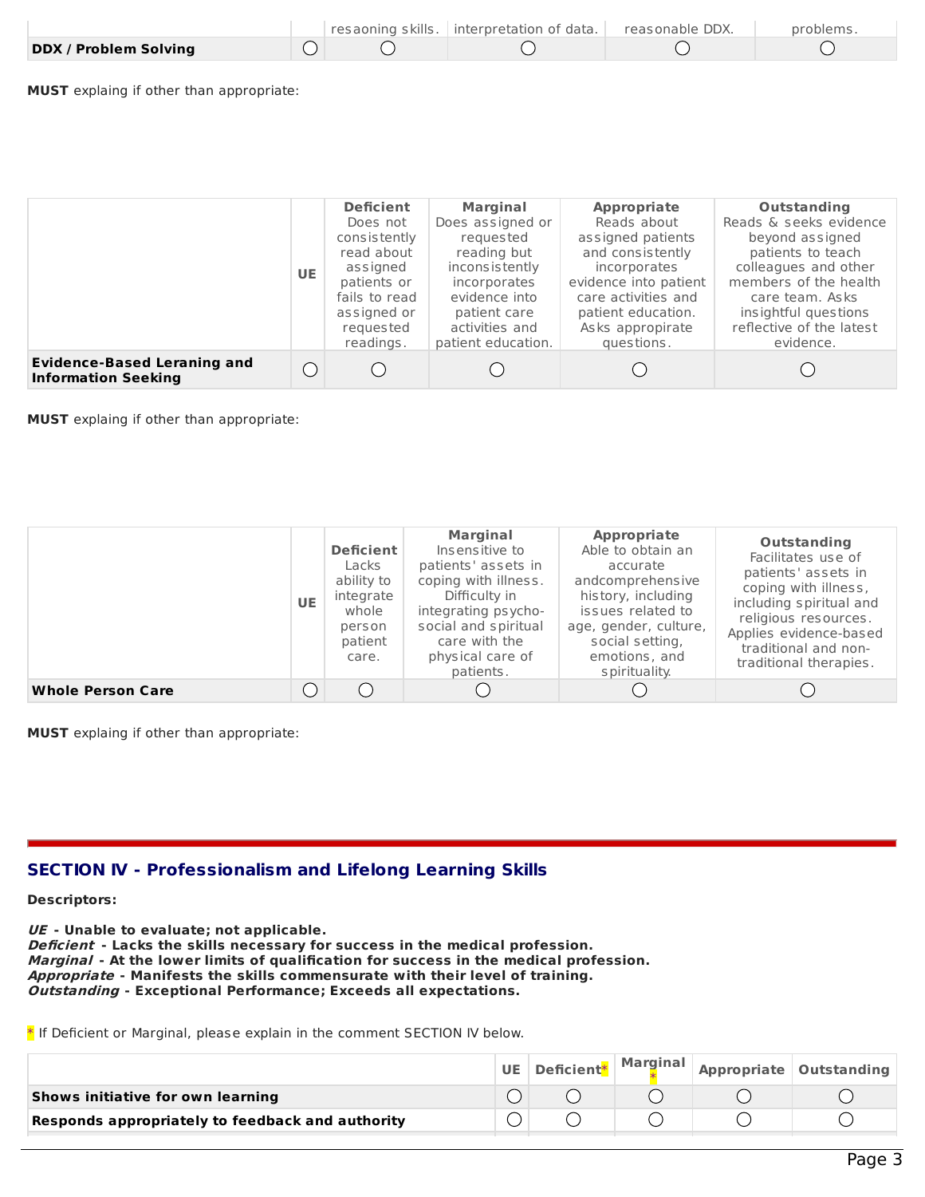| | UE | resaoning skills. | interpretation of data. | reasonable DDX. | problems. |
|---|---|---|---|---|---|
| **DDX / Problem Solving** | ◯ | ◯ | ◯ | ◯ | ◯ |

**MUST** explaing if other than appropriate:

| | UE | **Deficient** Does not consistently read about assigned patients or fails to read assigned or requested readings. | **Marginal** Does assigned or requested reading but inconsistently incorporates evidence into patient care activities and patient education. | **Appropriate** Reads about assigned patients and consistently incorporates evidence into patient care activities and patient education. Asks appropriate questions. | **Outstanding** Reads & seeks evidence beyond assigned patients to teach colleagues and other members of the health care team. Asks insightful questions reflective of the latest evidence. |
|---|---|---|---|---|---|
| **Evidence-Based Leraning and Information Seeking** | ◯ | ◯ | ◯ | ◯ | ◯ |

**MUST** explaing if other than appropriate:

| | UE | **Deficient** Lacks ability to integrate whole person patient care. | **Marginal** Insensitive to patients' assets in coping with illness. Difficulty in integrating psycho-social and spiritual care with the physical care of patients. | **Appropriate** Able to obtain an accurate andcomprehensive history, including issues related to age, gender, culture, social setting, emotions, and spirituality. | **Outstanding** Facilitates use of patients' assets in coping with illness, including spiritual and religious resources. Applies evidence-based traditional and non-traditional therapies. |
|---|---|---|---|---|---|
| **Whole Person Care** | ◯ | ◯ | ◯ | ◯ | ◯ |

**MUST** explaing if other than appropriate:

## SECTION IV - Professionalism and Lifelong Learning Skills

**Descriptors:**

***UE*** **- Unable to evaluate; not applicable.**
***Deficient*** **- Lacks the skills necessary for success in the medical profession.**
***Marginal*** **- At the lower limits of qualification for success in the medical profession.**
***Appropriate*** **- Manifests the skills commensurate with their level of training.**
***Outstanding*** **- Exceptional Performance; Exceeds all expectations.**

* If Deficient or Marginal, please explain in the comment SECTION IV below.

| | UE | Deficient* | Marginal* | Appropriate | Outstanding |
|---|---|---|---|---|---|
| **Shows initiative for own learning** | ◯ | ◯ | ◯ | ◯ | ◯ |
| **Responds appropriately to feedback and authority** | ◯ | ◯ | ◯ | ◯ | ◯ |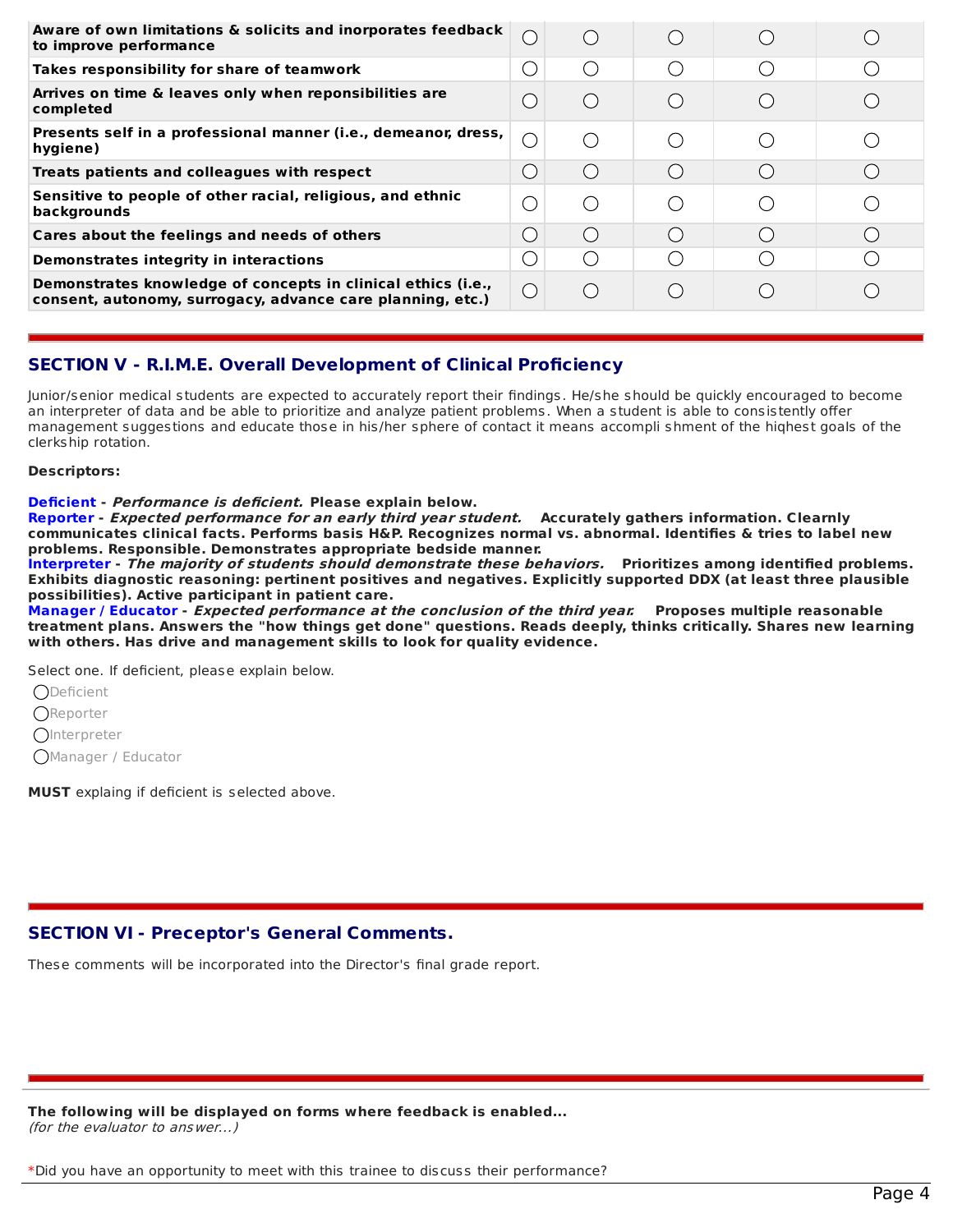| | | | | | |
|---|---|---|---|---|---|
| **Aware of own limitations & solicits and inorporates feedback to improve performance** | ◯ | ◯ | ◯ | ◯ | ◯ |
| **Takes responsibility for share of teamwork** | ◯ | ◯ | ◯ | ◯ | ◯ |
| **Arrives on time & leaves only when reponsibilities are completed** | ◯ | ◯ | ◯ | ◯ | ◯ |
| **Presents self in a professional manner (i.e., demeanor, dress, hygiene)** | ◯ | ◯ | ◯ | ◯ | ◯ |
| **Treats patients and colleagues with respect** | ◯ | ◯ | ◯ | ◯ | ◯ |
| **Sensitive to people of other racial, religious, and ethnic backgrounds** | ◯ | ◯ | ◯ | ◯ | ◯ |
| **Cares about the feelings and needs of others** | ◯ | ◯ | ◯ | ◯ | ◯ |
| **Demonstrates integrity in interactions** | ◯ | ◯ | ◯ | ◯ | ◯ |
| **Demonstrates knowledge of concepts in clinical ethics (i.e., consent, autonomy, surrogacy, advance care planning, etc.)** | ◯ | ◯ | ◯ | ◯ | ◯ |

## SECTION V - R.I.M.E. Overall Development of Clinical Proficiency

Junior/senior medical students are expected to accurately report their findings. He/she should be quickly encouraged to become an interpreter of data and be able to prioritize and analyze patient problems. When a student is able to consistently offer management suggestions and educate those in his/her sphere of contact it means accompli shment of the hiqhest goals of the clerkship rotation.

**Descriptors:**

**Deficient** - ***Performance is deficient.*** **Please explain below.**
**Reporter** - ***Expected performance for an early third year student.*** **Accurately gathers information. Clearnly communicates clinical facts. Performs basis H&P. Recognizes normal vs. abnormal. Identifies & tries to label new problems. Responsible. Demonstrates appropriate bedside manner.**
**Interpreter** - ***The majority of students should demonstrate these behaviors.*** **Prioritizes among identified problems. Exhibits diagnostic reasoning: pertinent positives and negatives. Explicitly supported DDX (at least three plausible possibilities). Active participant in patient care.**
**Manager / Educator** - ***Expected performance at the conclusion of the third year.*** **Proposes multiple reasonable treatment plans. Answers the "how things get done" questions. Reads deeply, thinks critically. Shares new learning with others. Has drive and management skills to look for quality evidence.**

Select one. If deficient, please explain below.

◯ Deficient
◯ Reporter
◯ Interpreter
◯ Manager / Educator

**MUST** explaing if deficient is selected above.

## SECTION VI - Preceptor's General Comments.

These comments will be incorporated into the Director's final grade report.

**The following will be displayed on forms where feedback is enabled...**
*(for the evaluator to answer...)*

*Did you have an opportunity to meet with this trainee to discuss their performance?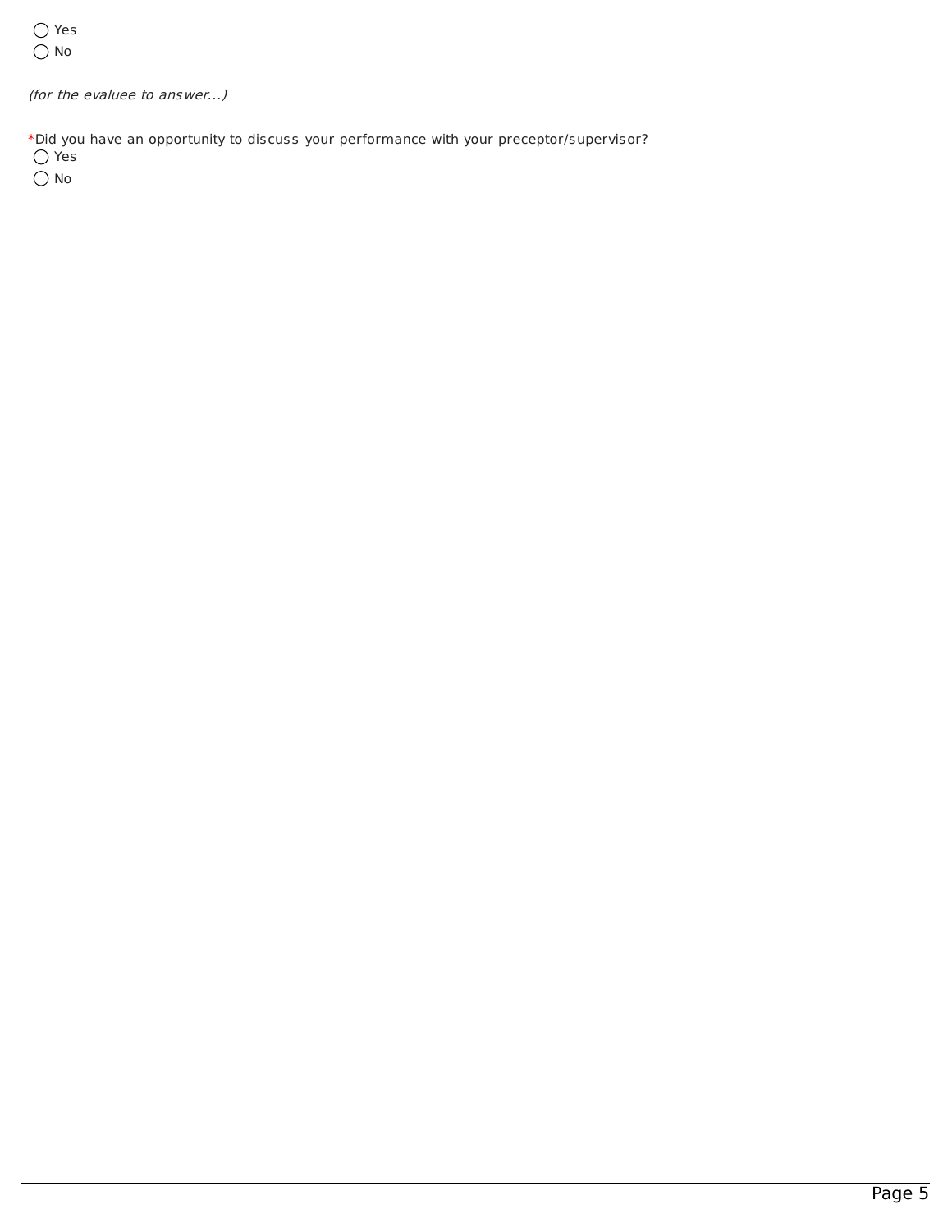◯ Yes
◯ No

*(for the evaluee to answer...)*

*Did you have an opportunity to discuss your performance with your preceptor/supervisor?

◯ Yes
◯ No